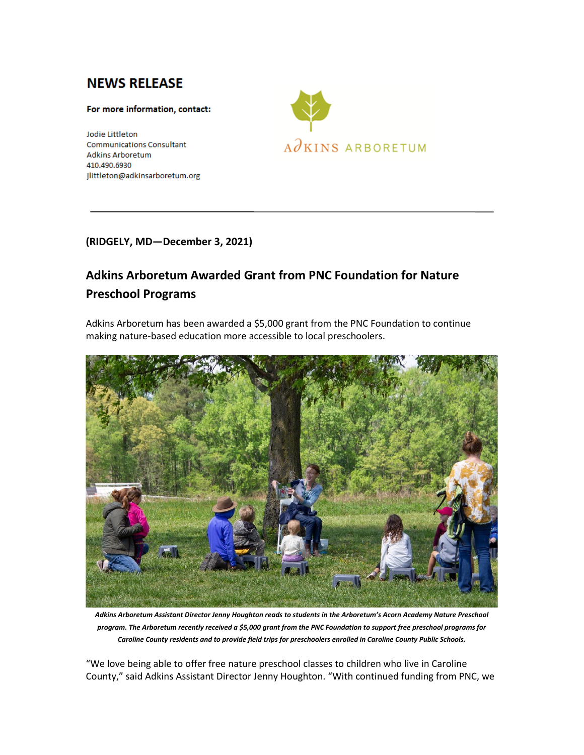# NEWS RELEASE

**For more information, contact:**

Jodie Littleton
Communications Consultant
Adkins Arboretum
410.490.6930
jlittleton@adkinsarboretum.org

ADKINS ARBORETUM

**(RIDGELY, MD—December 3, 2021)**

## Adkins Arboretum Awarded Grant from PNC Foundation for Nature Preschool Programs

Adkins Arboretum has been awarded a $5,000 grant from the PNC Foundation to continue making nature-based education more accessible to local preschoolers.

***Adkins Arboretum Assistant Director Jenny Houghton reads to students in the Arboretum's Acorn Academy Nature Preschool program. The Arboretum recently received a $5,000 grant from the PNC Foundation to support free preschool programs for Caroline County residents and to provide field trips for preschoolers enrolled in Caroline County Public Schools.***

"We love being able to offer free nature preschool classes to children who live in Caroline County," said Adkins Assistant Director Jenny Houghton. "With continued funding from PNC, we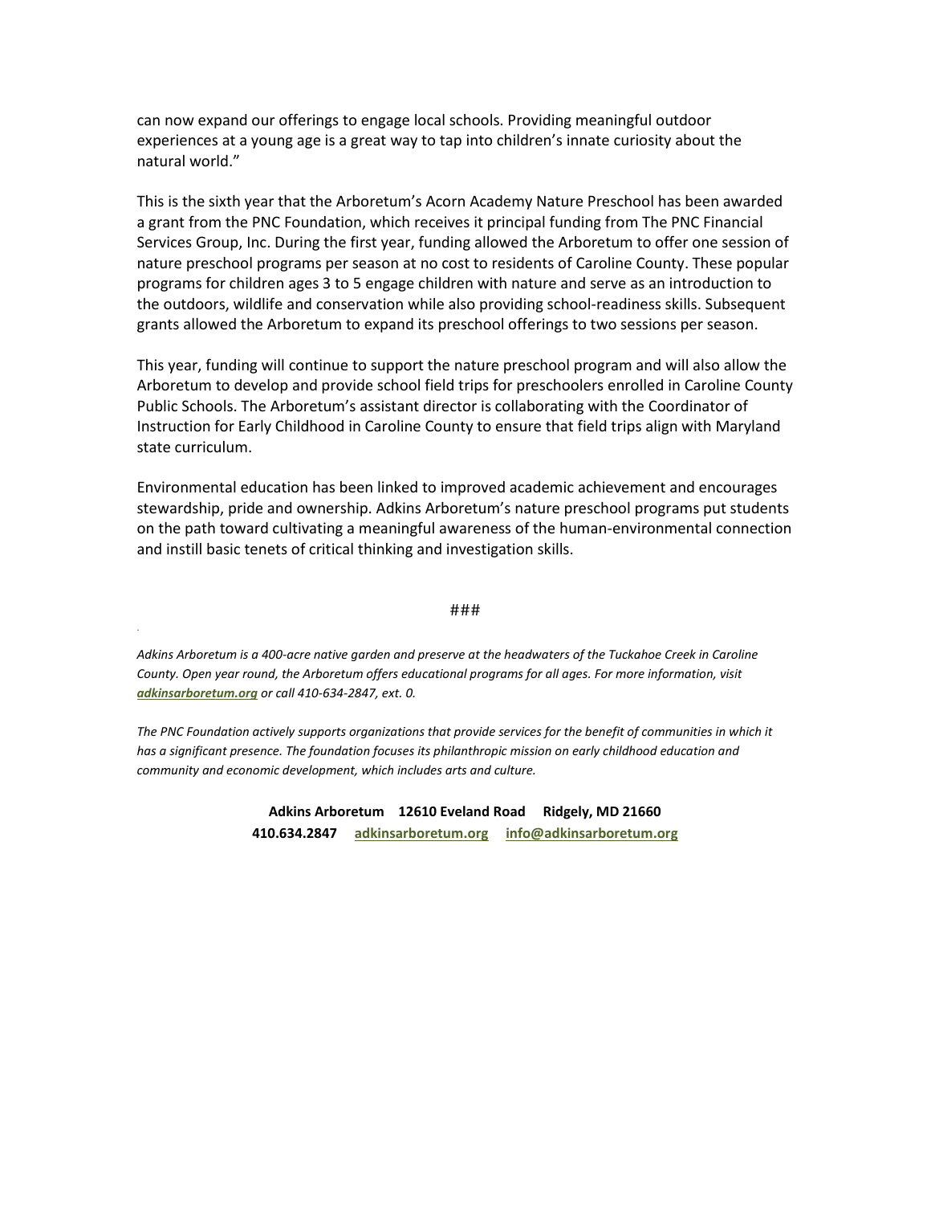can now expand our offerings to engage local schools. Providing meaningful outdoor experiences at a young age is a great way to tap into children's innate curiosity about the natural world."

This is the sixth year that the Arboretum's Acorn Academy Nature Preschool has been awarded a grant from the PNC Foundation, which receives it principal funding from The PNC Financial Services Group, Inc. During the first year, funding allowed the Arboretum to offer one session of nature preschool programs per season at no cost to residents of Caroline County. These popular programs for children ages 3 to 5 engage children with nature and serve as an introduction to the outdoors, wildlife and conservation while also providing school-readiness skills. Subsequent grants allowed the Arboretum to expand its preschool offerings to two sessions per season.

This year, funding will continue to support the nature preschool program and will also allow the Arboretum to develop and provide school field trips for preschoolers enrolled in Caroline County Public Schools. The Arboretum's assistant director is collaborating with the Coordinator of Instruction for Early Childhood in Caroline County to ensure that field trips align with Maryland state curriculum.

Environmental education has been linked to improved academic achievement and encourages stewardship, pride and ownership. Adkins Arboretum's nature preschool programs put students on the path toward cultivating a meaningful awareness of the human-environmental connection and instill basic tenets of critical thinking and investigation skills.

###

*Adkins Arboretum is a 400-acre native garden and preserve at the headwaters of the Tuckahoe Creek in Caroline County. Open year round, the Arboretum offers educational programs for all ages. For more information, visit* ***adkinsarboretum.org*** *or call 410-634-2847, ext. 0.*

*The PNC Foundation actively supports organizations that provide services for the benefit of communities in which it has a significant presence. The foundation focuses its philanthropic mission on early childhood education and community and economic development, which includes arts and culture.*

**Adkins Arboretum 12610 Eveland Road Ridgely, MD 21660**
**410.634.2847 adkinsarboretum.org info@adkinsarboretum.org**